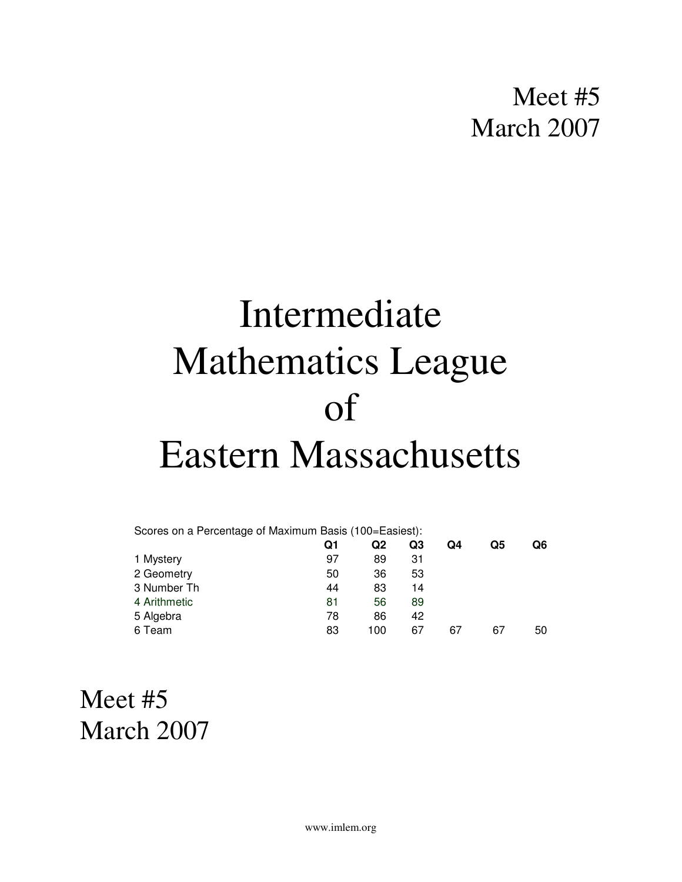Meet #5
March 2007

# Intermediate Mathematics League of Eastern Massachusetts

Scores on a Percentage of Maximum Basis (100=Easiest):

| | Q1 | Q2 | Q3 | Q4 | Q5 | Q6 |
|---|---|---|---|---|---|---|
| 1 Mystery | 97 | 89 | 31 | | | |
| 2 Geometry | 50 | 36 | 53 | | | |
| 3 Number Th | 44 | 83 | 14 | | | |
| 4 Arithmetic | 81 | 56 | 89 | | | |
| 5 Algebra | 78 | 86 | 42 | | | |
| 6 Team | 83 | 100 | 67 | 67 | 67 | 50 |

Meet #5
March 2007

www.imlem.org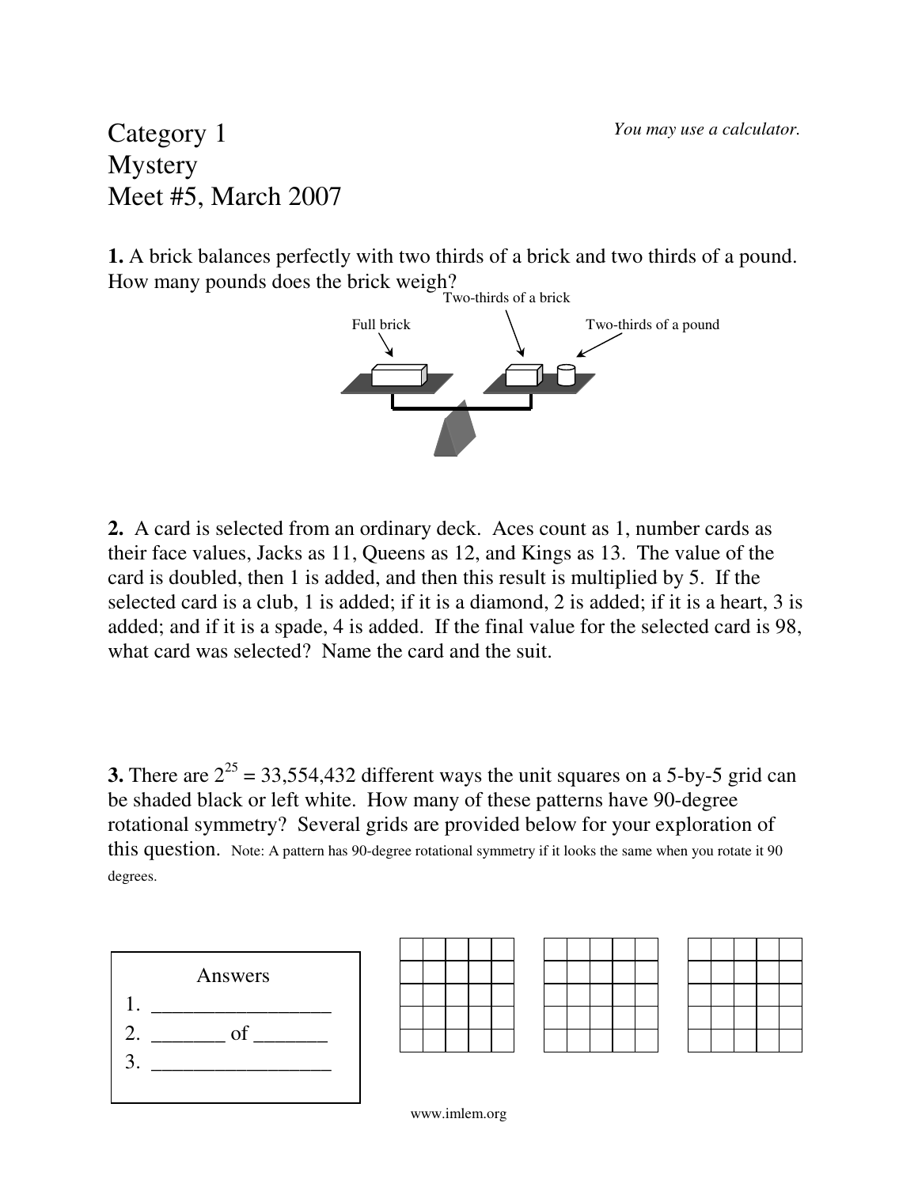Category 1
Mystery
Meet #5, March 2007

*You may use a calculator.*

**1.** A brick balances perfectly with two thirds of a brick and two thirds of a pound. How many pounds does the brick weigh?

Two-thirds of a brick

Full brick

Two-thirds of a pound

**2.** A card is selected from an ordinary deck. Aces count as 1, number cards as their face values, Jacks as 11, Queens as 12, and Kings as 13. The value of the card is doubled, then 1 is added, and then this result is multiplied by 5. If the selected card is a club, 1 is added; if it is a diamond, 2 is added; if it is a heart, 3 is added; and if it is a spade, 4 is added. If the final value for the selected card is 98, what card was selected? Name the card and the suit.

**3.** There are $2^{25}$ = 33,554,432 different ways the unit squares on a 5-by-5 grid can be shaded black or left white. How many of these patterns have 90-degree rotational symmetry? Several grids are provided below for your exploration of this question. Note: A pattern has 90-degree rotational symmetry if it looks the same when you rotate it 90 degrees.

Answers

1. _________________
2. _______ of _______
3. _________________

|  |  |  |  |  |
|---|---|---|---|---|
|  |  |  |  |  |
|  |  |  |  |  |
|  |  |  |  |  |
|  |  |  |  |  |

|  |  |  |  |  |
|---|---|---|---|---|
|  |  |  |  |  |
|  |  |  |  |  |
|  |  |  |  |  |
|  |  |  |  |  |

|  |  |  |  |  |
|---|---|---|---|---|
|  |  |  |  |  |
|  |  |  |  |  |
|  |  |  |  |  |
|  |  |  |  |  |

www.imlem.org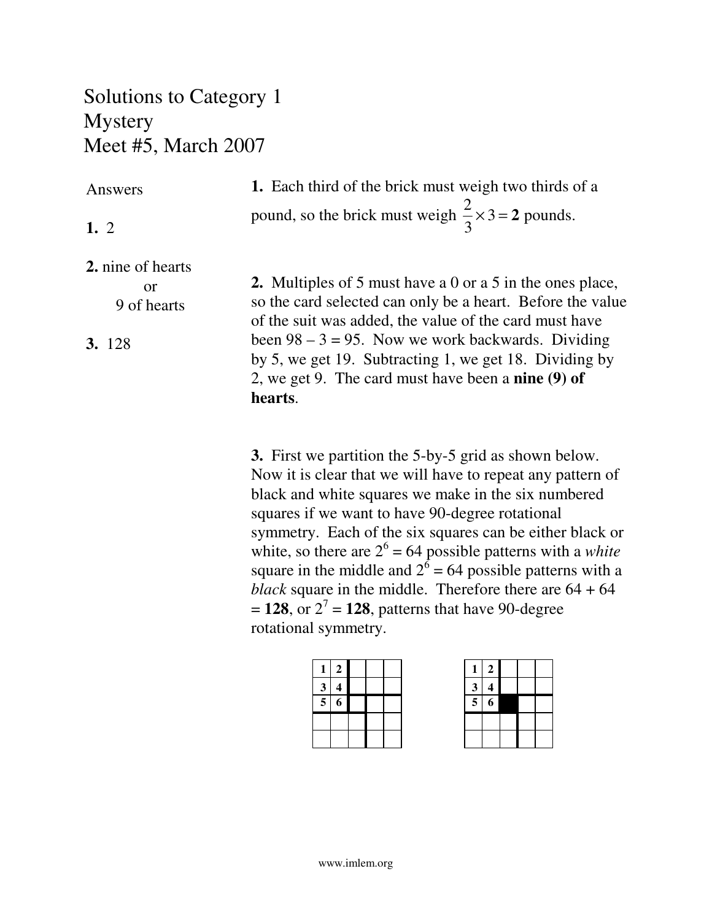# Solutions to Category 1
# Mystery
# Meet #5, March 2007

**Answers**

**1.** 2

**2.** nine of hearts or 9 of hearts

**3.** 128

**1.** Each third of the brick must weigh two thirds of a pound, so the brick must weigh $\frac{2}{3} \times 3 = \mathbf{2}$ pounds.

**2.** Multiples of 5 must have a 0 or a 5 in the ones place, so the card selected can only be a heart. Before the value of the suit was added, the value of the card must have been 98 – 3 = 95. Now we work backwards. Dividing by 5, we get 19. Subtracting 1, we get 18. Dividing by 2, we get 9. The card must have been a **nine (9) of hearts**.

**3.** First we partition the 5-by-5 grid as shown below. Now it is clear that we will have to repeat any pattern of black and white squares we make in the six numbered squares if we want to have 90-degree rotational symmetry. Each of the six squares can be either black or white, so there are $2^6 = 64$ possible patterns with a *white* square in the middle and $2^6 = 64$ possible patterns with a *black* square in the middle. Therefore there are 64 + 64 = **128**, or $2^7 =$ **128**, patterns that have 90-degree rotational symmetry.

| 1 | 2 | | | |
|---|---|---|---|---|
| 3 | 4 | | | |
| 5 | 6 | | | |
| | | | | |
| | | | | |

| 1 | 2 | | | |
|---|---|---|---|---|
| 3 | 4 | | | |
| 5 | 6 | ■ | | |
| | | | | |
| | | | | |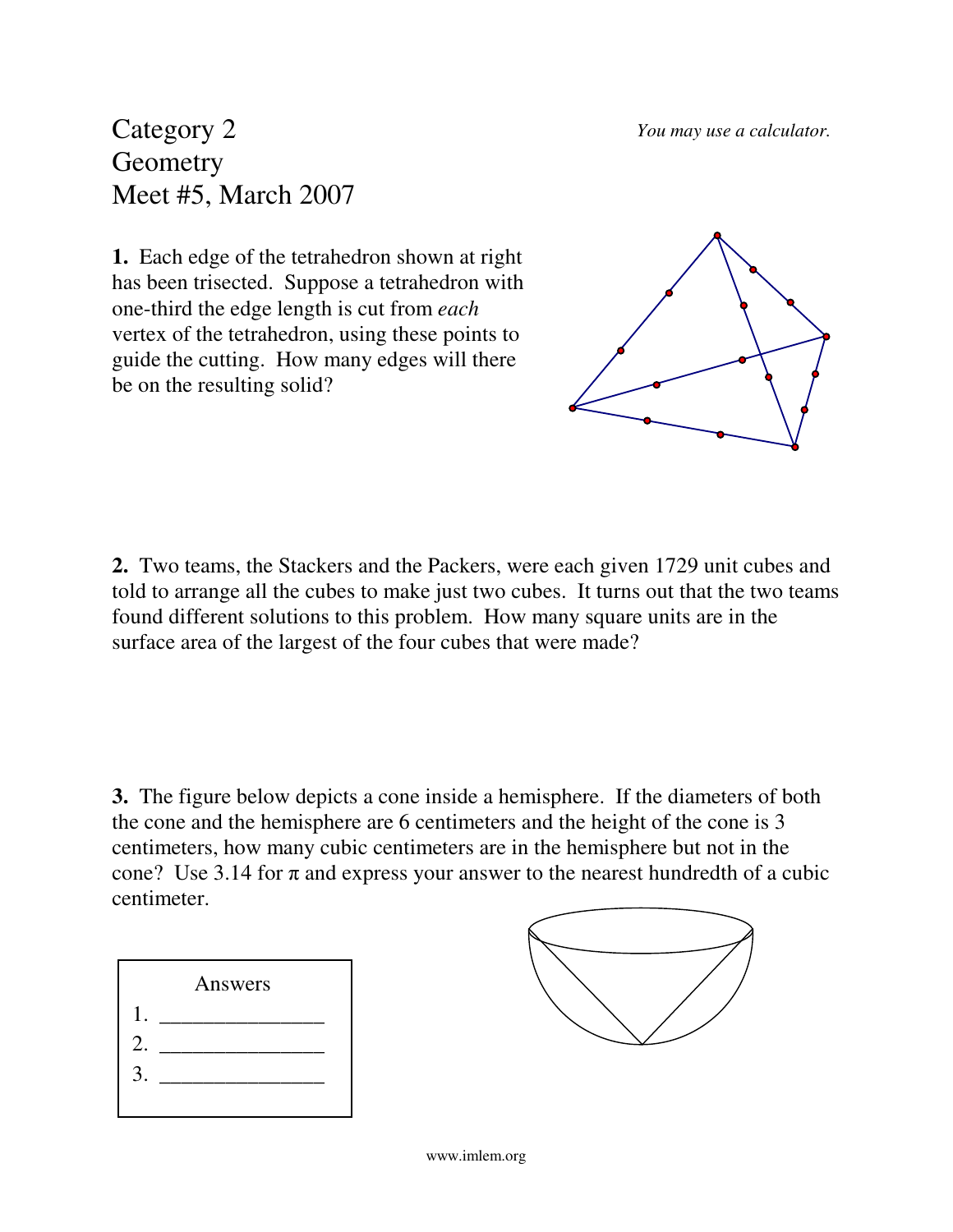# Category 2
## Geometry
## Meet #5, March 2007

*You may use a calculator.*

**1.** Each edge of the tetrahedron shown at right has been trisected. Suppose a tetrahedron with one-third the edge length is cut from *each* vertex of the tetrahedron, using these points to guide the cutting. How many edges will there be on the resulting solid?

**2.** Two teams, the Stackers and the Packers, were each given 1729 unit cubes and told to arrange all the cubes to make just two cubes. It turns out that the two teams found different solutions to this problem. How many square units are in the surface area of the largest of the four cubes that were made?

**3.** The figure below depicts a cone inside a hemisphere. If the diameters of both the cone and the hemisphere are 6 centimeters and the height of the cone is 3 centimeters, how many cubic centimeters are in the hemisphere but not in the cone? Use 3.14 for $\pi$ and express your answer to the nearest hundredth of a cubic centimeter.

| Answers |
|---|
| 1. _______________ |
| 2. _______________ |
| 3. _______________ |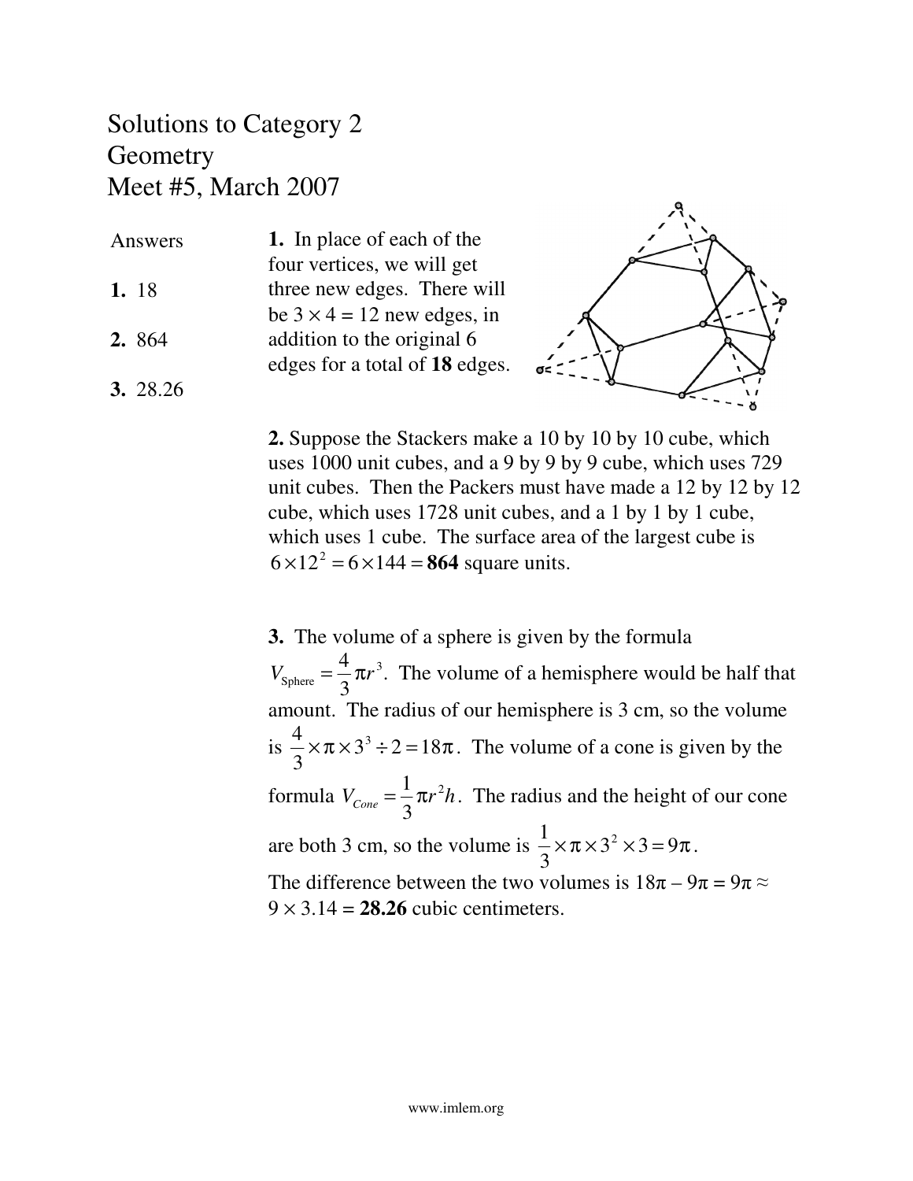# Solutions to Category 2
# Geometry
# Meet #5, March 2007

**Answers**

**1.** 18

**2.** 864

**3.** 28.26

**1.** In place of each of the four vertices, we will get three new edges. There will be $3 \times 4 = 12$ new edges, in addition to the original 6 edges for a total of **18** edges.

**2.** Suppose the Stackers make a 10 by 10 by 10 cube, which uses 1000 unit cubes, and a 9 by 9 by 9 cube, which uses 729 unit cubes. Then the Packers must have made a 12 by 12 by 12 cube, which uses 1728 unit cubes, and a 1 by 1 by 1 cube, which uses 1 cube. The surface area of the largest cube is $6 \times 12^2 = 6 \times 144 = \mathbf{864}$ square units.

**3.** The volume of a sphere is given by the formula $V_{\text{Sphere}} = \frac{4}{3}\pi r^3$. The volume of a hemisphere would be half that amount. The radius of our hemisphere is 3 cm, so the volume is $\frac{4}{3} \times \pi \times 3^3 \div 2 = 18\pi$. The volume of a cone is given by the formula $V_{Cone} = \frac{1}{3}\pi r^2 h$. The radius and the height of our cone are both 3 cm, so the volume is $\frac{1}{3} \times \pi \times 3^2 \times 3 = 9\pi$.
The difference between the two volumes is $18\pi - 9\pi = 9\pi \approx 9 \times 3.14 = \mathbf{28.26}$ cubic centimeters.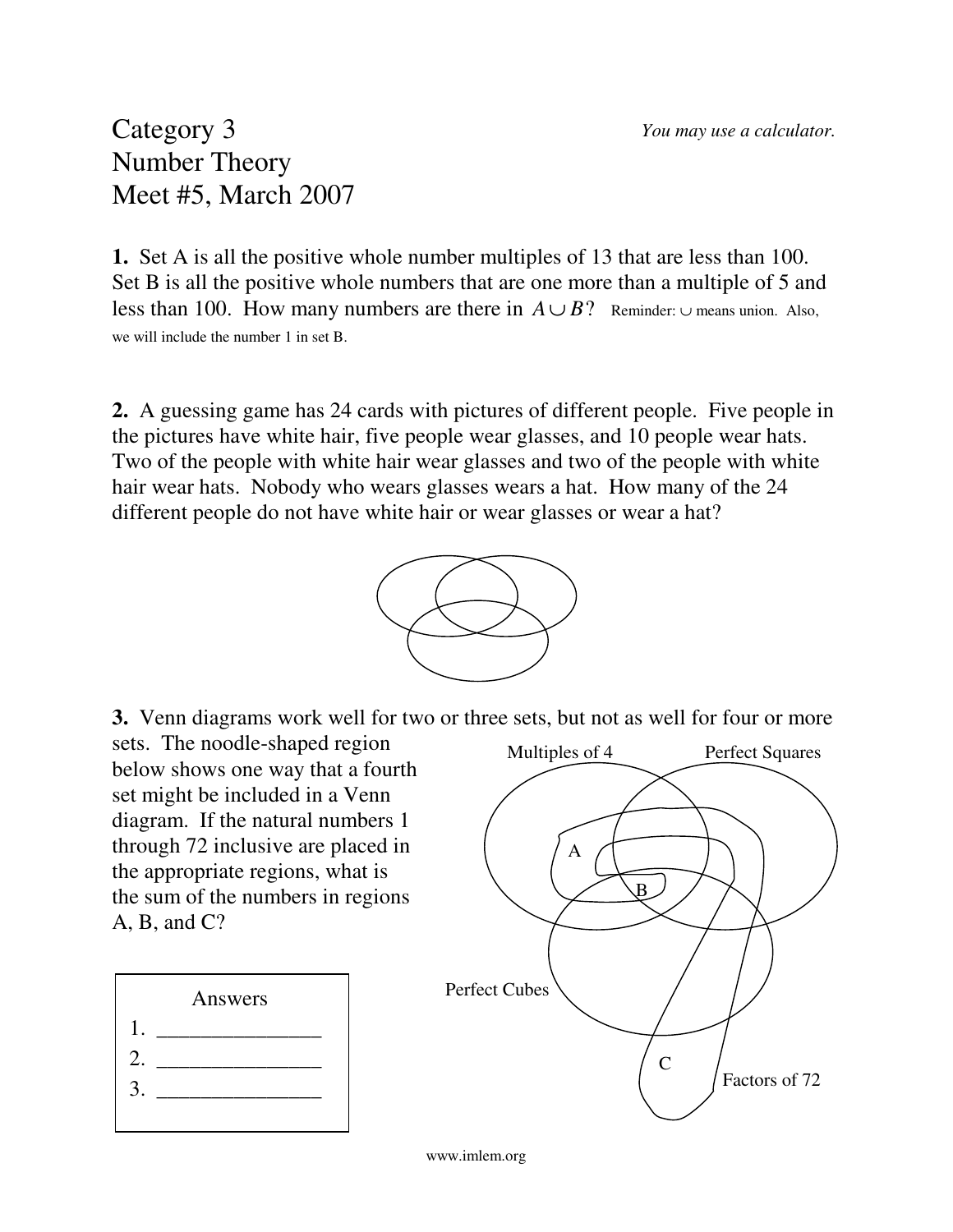Category 3
Number Theory
Meet #5, March 2007

*You may use a calculator.*

**1.** Set A is all the positive whole number multiples of 13 that are less than 100. Set B is all the positive whole numbers that are one more than a multiple of 5 and less than 100. How many numbers are there in $A \cup B$? Reminder: $\cup$ means union. Also, we will include the number 1 in set B.

**2.** A guessing game has 24 cards with pictures of different people. Five people in the pictures have white hair, five people wear glasses, and 10 people wear hats. Two of the people with white hair wear glasses and two of the people with white hair wear hats. Nobody who wears glasses wears a hat. How many of the 24 different people do not have white hair or wear glasses or wear a hat?

**3.** Venn diagrams work well for two or three sets, but not as well for four or more sets. The noodle-shaped region below shows one way that a fourth set might be included in a Venn diagram. If the natural numbers 1 through 72 inclusive are placed in the appropriate regions, what is the sum of the numbers in regions A, B, and C?

Multiples of 4 | Perfect Squares | Perfect Cubes | Factors of 72 | A | B | C

| Answers |
|---|
| 1. _______________ |
| 2. _______________ |
| 3. _______________ |

www.imlem.org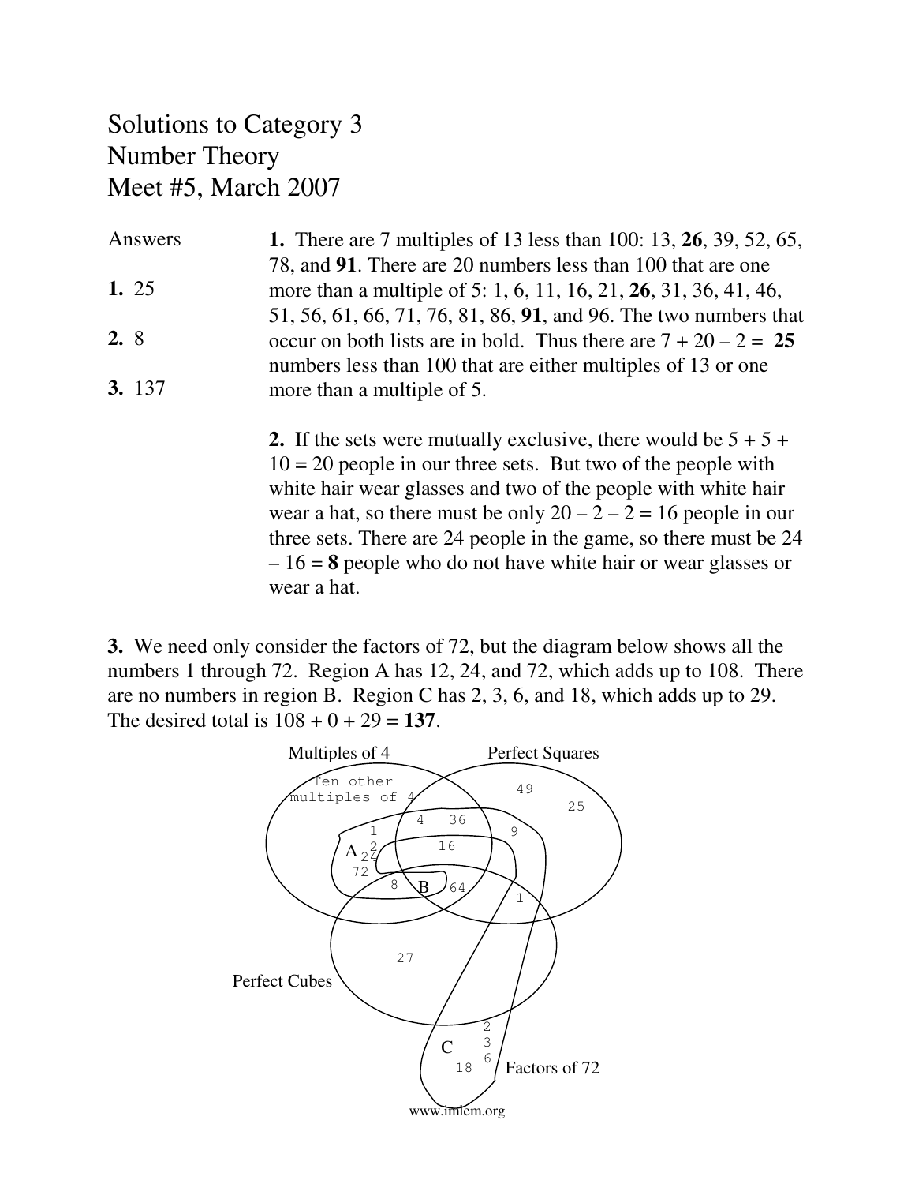# Solutions to Category 3
# Number Theory
# Meet #5, March 2007

Answers

**1.** 25

**2.** 8

**3.** 137

**1.** There are 7 multiples of 13 less than 100: 13, **26**, 39, 52, 65, 78, and **91**. There are 20 numbers less than 100 that are one more than a multiple of 5: 1, 6, 11, 16, 21, **26**, 31, 36, 41, 46, 51, 56, 61, 66, 71, 76, 81, 86, **91**, and 96. The two numbers that occur on both lists are in bold. Thus there are 7 + 20 – 2 = **25** numbers less than 100 that are either multiples of 13 or one more than a multiple of 5.

**2.** If the sets were mutually exclusive, there would be 5 + 5 + 10 = 20 people in our three sets. But two of the people with white hair wear glasses and two of the people with white hair wear a hat, so there must be only 20 – 2 – 2 = 16 people in our three sets. There are 24 people in the game, so there must be 24 – 16 = **8** people who do not have white hair or wear glasses or wear a hat.

**3.** We need only consider the factors of 72, but the diagram below shows all the numbers 1 through 72. Region A has 12, 24, and 72, which adds up to 108. There are no numbers in region B. Region C has 2, 3, 6, and 18, which adds up to 29. The desired total is 108 + 0 + 29 = **137**.

Multiples of 4 | Perfect Squares | Perfect Cubes | Factors of 72

Ten other multiples of 4 · 49 · 25 · 4 · 36 · 9 · 12 · 24 · 72 · A · 16 · 8 · B · 64 · 1 · 27 · 2 · 3 · 6 · 18 · C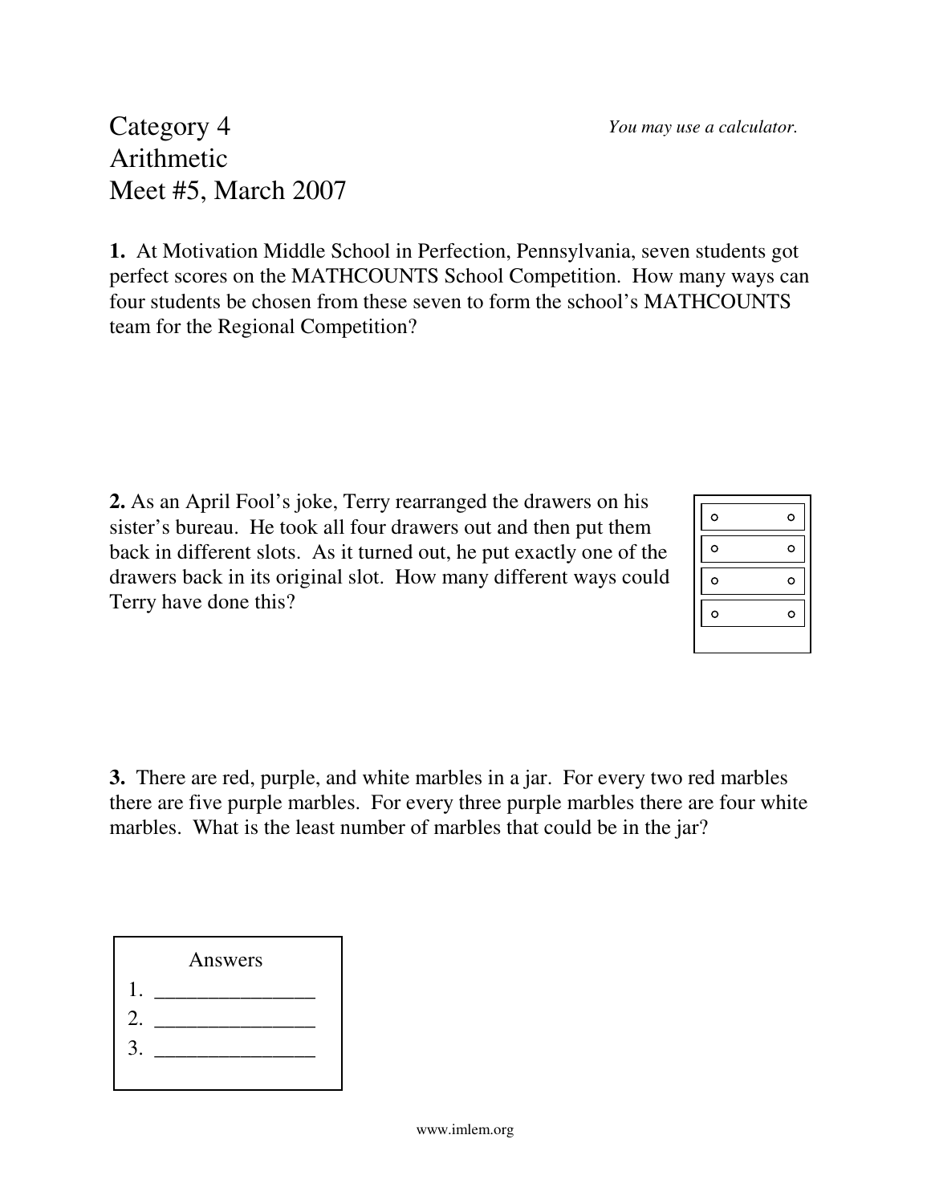# Category 4
# Arithmetic
# Meet #5, March 2007

*You may use a calculator.*

**1.** At Motivation Middle School in Perfection, Pennsylvania, seven students got perfect scores on the MATHCOUNTS School Competition. How many ways can four students be chosen from these seven to form the school's MATHCOUNTS team for the Regional Competition?

**2.** As an April Fool's joke, Terry rearranged the drawers on his sister's bureau. He took all four drawers out and then put them back in different slots. As it turned out, he put exactly one of the drawers back in its original slot. How many different ways could Terry have done this?

**3.** There are red, purple, and white marbles in a jar. For every two red marbles there are five purple marbles. For every three purple marbles there are four white marbles. What is the least number of marbles that could be in the jar?

Answers

1. _______________
2. _______________
3. _______________

www.imlem.org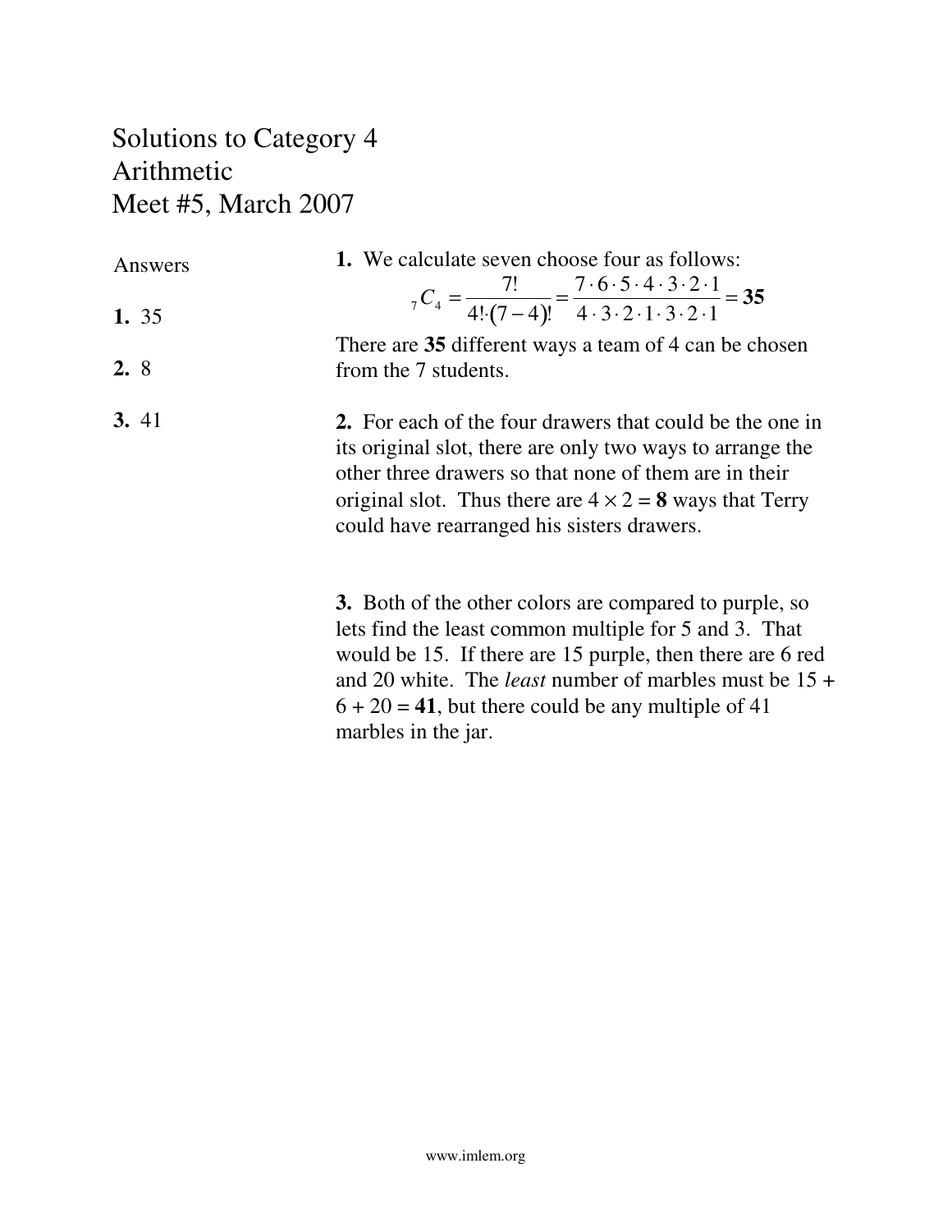# Solutions to Category 4
# Arithmetic
# Meet #5, March 2007

**Answers**

**1.** 35

**2.** 8

**3.** 41

**1.** We calculate seven choose four as follows:

$$_7C_4 = \frac{7!}{4! \cdot (7-4)!} = \frac{7 \cdot 6 \cdot 5 \cdot 4 \cdot 3 \cdot 2 \cdot 1}{4 \cdot 3 \cdot 2 \cdot 1 \cdot 3 \cdot 2 \cdot 1} = \mathbf{35}$$

There are **35** different ways a team of 4 can be chosen from the 7 students.

**2.** For each of the four drawers that could be the one in its original slot, there are only two ways to arrange the other three drawers so that none of them are in their original slot. Thus there are $4 \times 2 = \mathbf{8}$ ways that Terry could have rearranged his sisters drawers.

**3.** Both of the other colors are compared to purple, so lets find the least common multiple for 5 and 3. That would be 15. If there are 15 purple, then there are 6 red and 20 white. The *least* number of marbles must be 15 + 6 + 20 = **41**, but there could be any multiple of 41 marbles in the jar.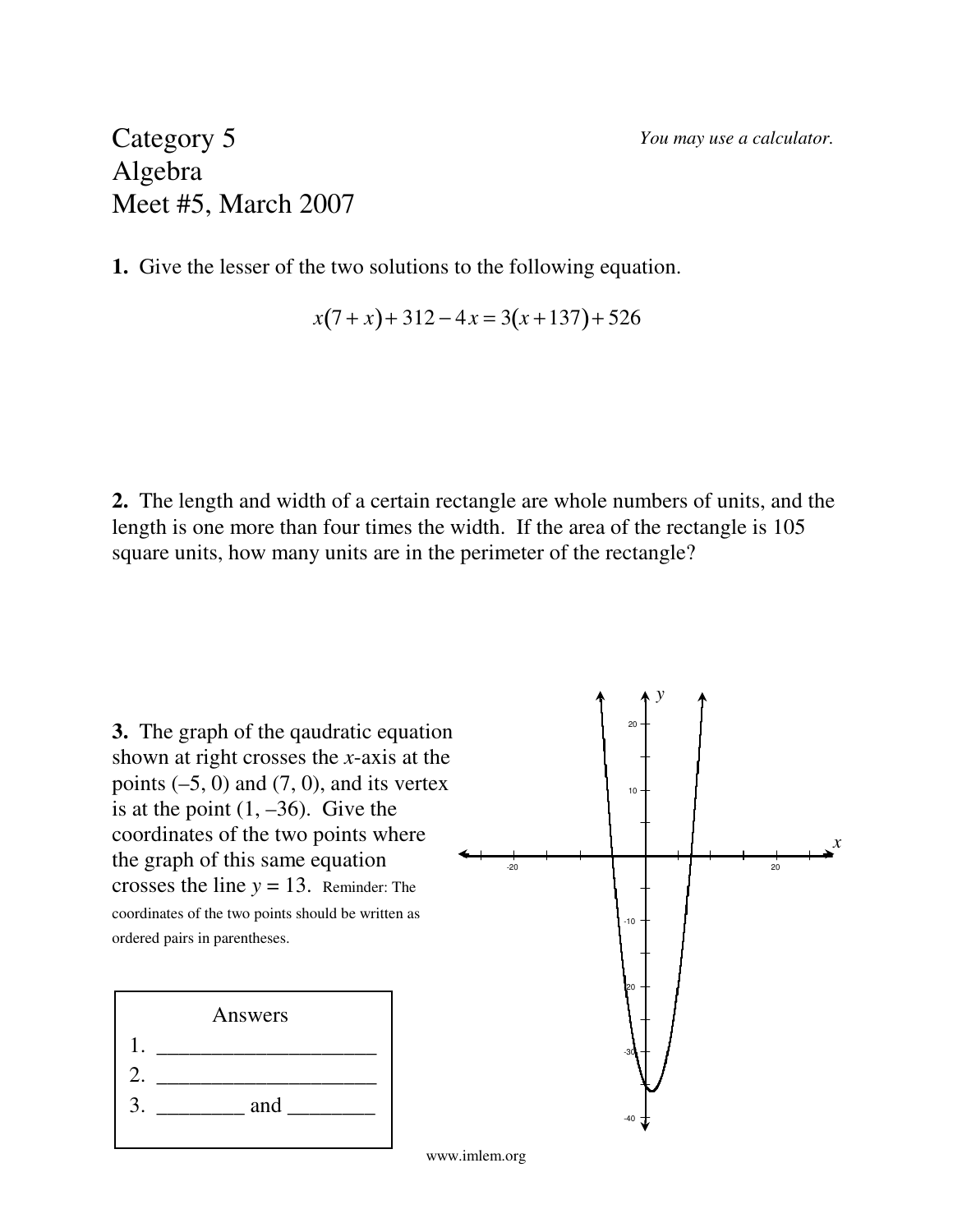# Category 5
# Algebra
# Meet #5, March 2007

*You may use a calculator.*

**1.** Give the lesser of the two solutions to the following equation.

$$x(7+x)+312-4x=3(x+137)+526$$

**2.** The length and width of a certain rectangle are whole numbers of units, and the length is one more than four times the width. If the area of the rectangle is 105 square units, how many units are in the perimeter of the rectangle?

**3.** The graph of the qaudratic equation shown at right crosses the $x$-axis at the points (–5, 0) and (7, 0), and its vertex is at the point (1, –36). Give the coordinates of the two points where the graph of this same equation crosses the line $y = 13$. Reminder: The coordinates of the two points should be written as ordered pairs in parentheses.

| Answers |
|---|
| 1. ____________________ |
| 2. ____________________ |
| 3. ________ and ________ |

www.imlem.org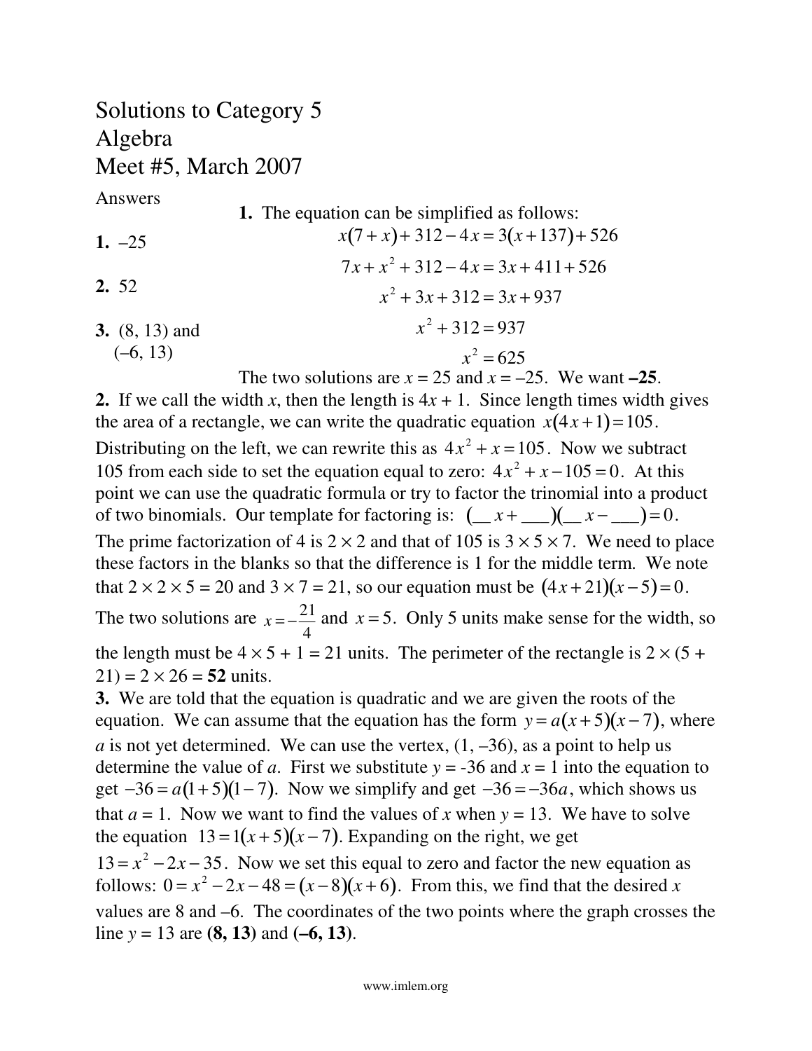# Solutions to Category 5
# Algebra
# Meet #5, March 2007

Answers

**1.** –25

**2.** 52

**3.** (8, 13) and (–6, 13)

**1.** The equation can be simplified as follows:

$$x(7+x)+312-4x=3(x+137)+526$$

$$7x+x^2+312-4x=3x+411+526$$

$$x^2+3x+312=3x+937$$

$$x^2+312=937$$

$$x^2=625$$

The two solutions are $x = 25$ and $x = -25$. We want **–25**.

**2.** If we call the width $x$, then the length is $4x + 1$. Since length times width gives the area of a rectangle, we can write the quadratic equation $x(4x+1)=105$. Distributing on the left, we can rewrite this as $4x^2+x=105$. Now we subtract 105 from each side to set the equation equal to zero: $4x^2+x-105=0$. At this point we can use the quadratic formula or try to factor the trinomial into a product of two binomials. Our template for factoring is: $(\_\_x+\_\_\_)(\_\_x-\_\_\_)=0$. The prime factorization of 4 is $2 \times 2$ and that of 105 is $3 \times 5 \times 7$. We need to place these factors in the blanks so that the difference is 1 for the middle term. We note that $2 \times 2 \times 5 = 20$ and $3 \times 7 = 21$, so our equation must be $(4x+21)(x-5)=0$. The two solutions are $x=-\frac{21}{4}$ and $x=5$. Only 5 units make sense for the width, so the length must be $4 \times 5 + 1 = 21$ units. The perimeter of the rectangle is $2 \times (5 + 21) = 2 \times 26 =$ **52** units.

**3.** We are told that the equation is quadratic and we are given the roots of the equation. We can assume that the equation has the form $y=a(x+5)(x-7)$, where $a$ is not yet determined. We can use the vertex, (1, –36), as a point to help us determine the value of $a$. First we substitute $y = -36$ and $x = 1$ into the equation to get $-36=a(1+5)(1-7)$. Now we simplify and get $-36=-36a$, which shows us that $a = 1$. Now we want to find the values of $x$ when $y = 13$. We have to solve the equation $13=1(x+5)(x-7)$. Expanding on the right, we get $13=x^2-2x-35$. Now we set this equal to zero and factor the new equation as follows: $0=x^2-2x-48=(x-8)(x+6)$. From this, we find that the desired $x$ values are 8 and –6. The coordinates of the two points where the graph crosses the line $y = 13$ are **(8, 13)** and **(–6, 13)**.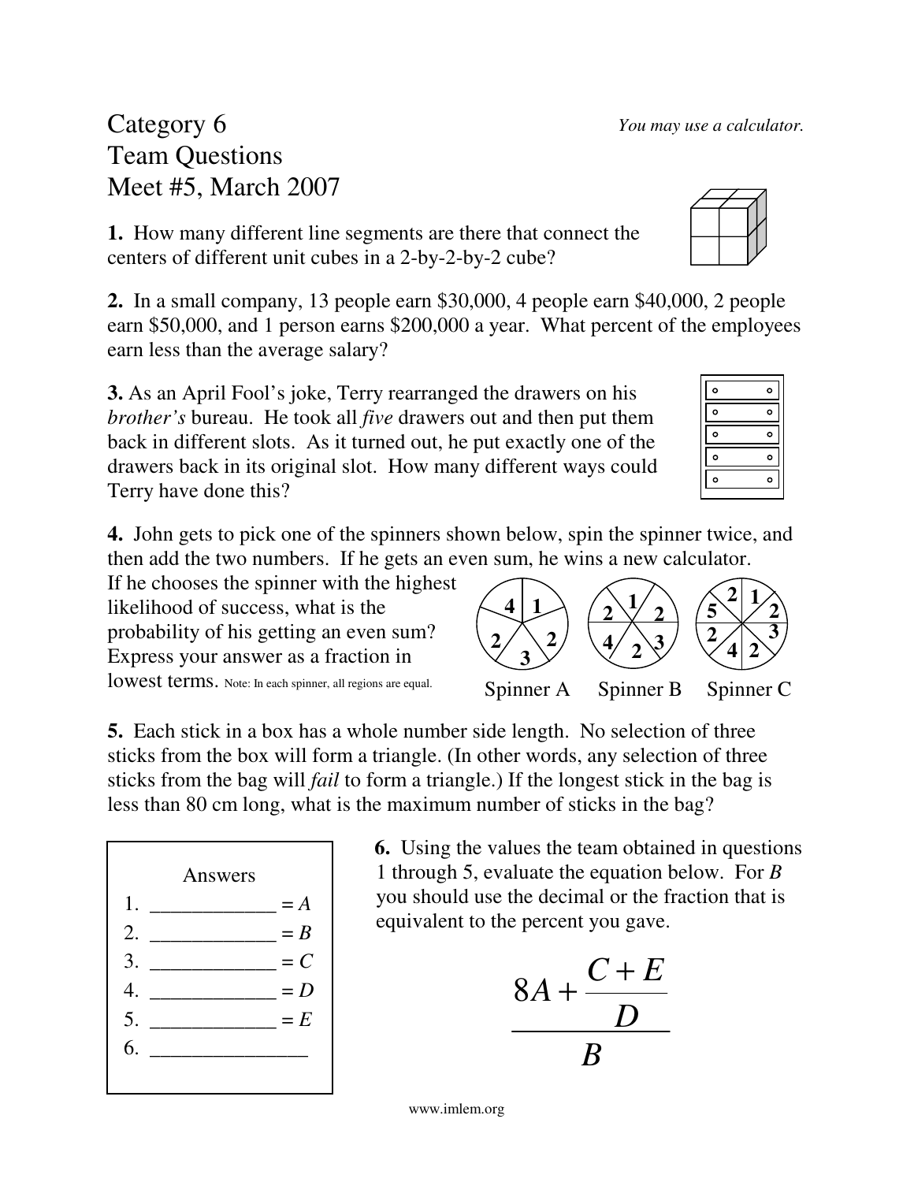# Category 6
## Team Questions
## Meet #5, March 2007

*You may use a calculator.*

**1.** How many different line segments are there that connect the centers of different unit cubes in a 2-by-2-by-2 cube?

**2.** In a small company, 13 people earn $30,000, 4 people earn $40,000, 2 people earn $50,000, and 1 person earns $200,000 a year. What percent of the employees earn less than the average salary?

**3.** As an April Fool's joke, Terry rearranged the drawers on his *brother's* bureau. He took all *five* drawers out and then put them back in different slots. As it turned out, he put exactly one of the drawers back in its original slot. How many different ways could Terry have done this?

**4.** John gets to pick one of the spinners shown below, spin the spinner twice, and then add the two numbers. If he gets an even sum, he wins a new calculator. If he chooses the spinner with the highest likelihood of success, what is the probability of his getting an even sum? Express your answer as a fraction in lowest terms. Note: In each spinner, all regions are equal.

Spinner A Spinner B Spinner C

**5.** Each stick in a box has a whole number side length. No selection of three sticks from the box will form a triangle. (In other words, any selection of three sticks from the bag will *fail* to form a triangle.) If the longest stick in the bag is less than 80 cm long, what is the maximum number of sticks in the bag?

Answers

1. _____________ = *A*
2. _____________ = *B*
3. _____________ = *C*
4. _____________ = *D*
5. _____________ = *E*
6. _______________

**6.** Using the values the team obtained in questions 1 through 5, evaluate the equation below. For *B* you should use the decimal or the fraction that is equivalent to the percent you gave.

$$\frac{8A + \dfrac{C+E}{D}}{B}$$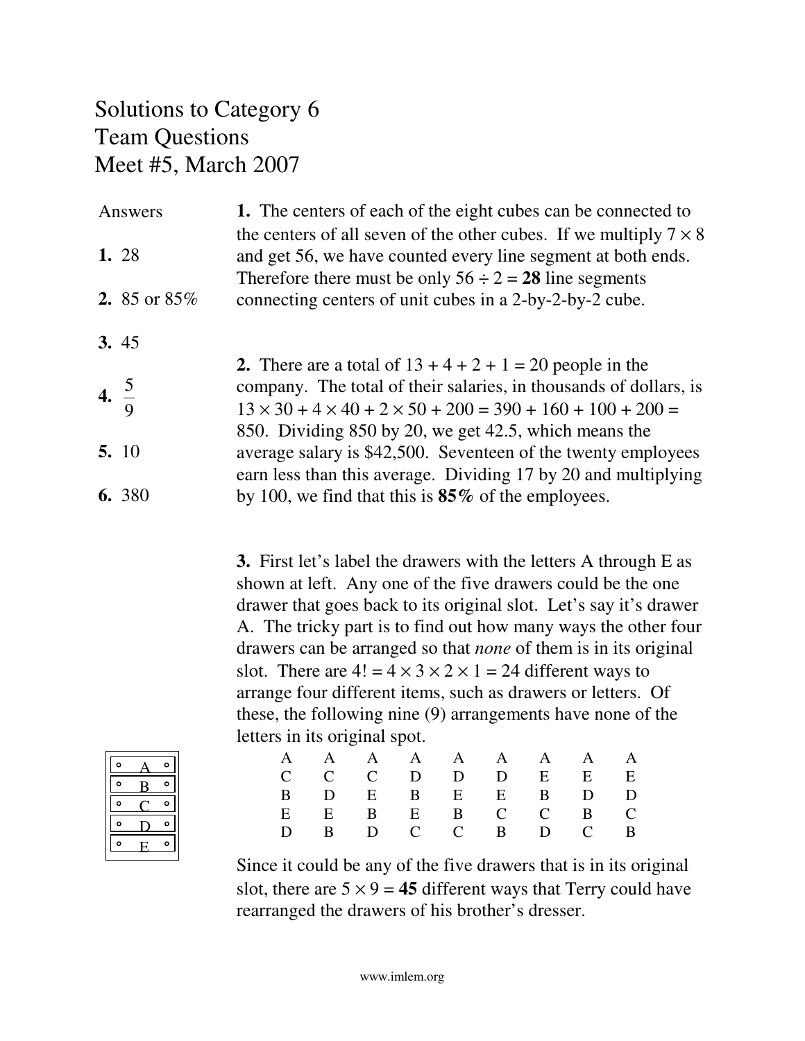# Solutions to Category 6
# Team Questions
# Meet #5, March 2007

Answers

**1.** 28

**2.** 85 or 85%

**3.** 45

**4.** $\frac{5}{9}$

**5.** 10

**6.** 380

**1.** The centers of each of the eight cubes can be connected to the centers of all seven of the other cubes. If we multiply $7 \times 8$ and get 56, we have counted every line segment at both ends. Therefore there must be only $56 \div 2 =$ **28** line segments connecting centers of unit cubes in a 2-by-2-by-2 cube.

**2.** There are a total of $13 + 4 + 2 + 1 = 20$ people in the company. The total of their salaries, in thousands of dollars, is $13 \times 30 + 4 \times 40 + 2 \times 50 + 200 = 390 + 160 + 100 + 200 = 850$. Dividing 850 by 20, we get 42.5, which means the average salary is $42,500. Seventeen of the twenty employees earn less than this average. Dividing 17 by 20 and multiplying by 100, we find that this is **85%** of the employees.

**3.** First let's label the drawers with the letters A through E as shown at left. Any one of the five drawers could be the one drawer that goes back to its original slot. Let's say it's drawer A. The tricky part is to find out how many ways the other four drawers can be arranged so that *none* of them is in its original slot. There are $4! = 4 \times 3 \times 2 \times 1 = 24$ different ways to arrange four different items, such as drawers or letters. Of these, the following nine (9) arrangements have none of the letters in its original spot.

| A | A | A | A | A | A | A | A | A |
|---|---|---|---|---|---|---|---|---|
| C | C | C | D | D | D | E | E | E |
| B | D | E | B | E | E | B | D | D |
| E | E | B | E | B | C | C | B | C |
| D | B | D | C | C | B | D | C | B |

A
B
C
D
E

Since it could be any of the five drawers that is in its original slot, there are $5 \times 9 =$ **45** different ways that Terry could have rearranged the drawers of his brother's dresser.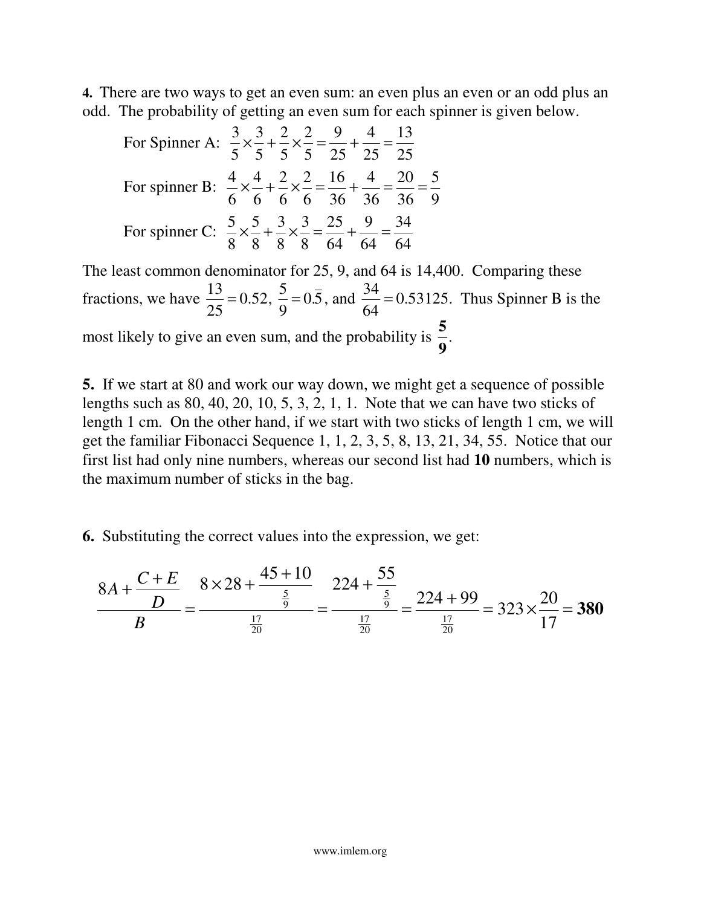**4.** There are two ways to get an even sum: an even plus an even or an odd plus an odd. The probability of getting an even sum for each spinner is given below.

For Spinner A: $\frac{3}{5}\times\frac{3}{5}+\frac{2}{5}\times\frac{2}{5}=\frac{9}{25}+\frac{4}{25}=\frac{13}{25}$

For spinner B: $\frac{4}{6}\times\frac{4}{6}+\frac{2}{6}\times\frac{2}{6}=\frac{16}{36}+\frac{4}{36}=\frac{20}{36}=\frac{5}{9}$

For spinner C: $\frac{5}{8}\times\frac{5}{8}+\frac{3}{8}\times\frac{3}{8}=\frac{25}{64}+\frac{9}{64}=\frac{34}{64}$

The least common denominator for 25, 9, and 64 is 14,400. Comparing these fractions, we have $\frac{13}{25}=0.52$, $\frac{5}{9}=0.\overline{5}$, and $\frac{34}{64}=0.53125$. Thus Spinner B is the most likely to give an even sum, and the probability is $\mathbf{\frac{5}{9}}$.

**5.** If we start at 80 and work our way down, we might get a sequence of possible lengths such as 80, 40, 20, 10, 5, 3, 2, 1, 1. Note that we can have two sticks of length 1 cm. On the other hand, if we start with two sticks of length 1 cm, we will get the familiar Fibonacci Sequence 1, 1, 2, 3, 5, 8, 13, 21, 34, 55. Notice that our first list had only nine numbers, whereas our second list had **10** numbers, which is the maximum number of sticks in the bag.

**6.** Substituting the correct values into the expression, we get:

$$\frac{8A+\dfrac{C+E}{D}}{B}=\frac{8\times 28+\dfrac{45+10}{\frac{5}{9}}}{\frac{17}{20}}=\frac{224+\dfrac{55}{\frac{5}{9}}}{\frac{17}{20}}=\frac{224+99}{\frac{17}{20}}=323\times\frac{20}{17}=\mathbf{380}$$